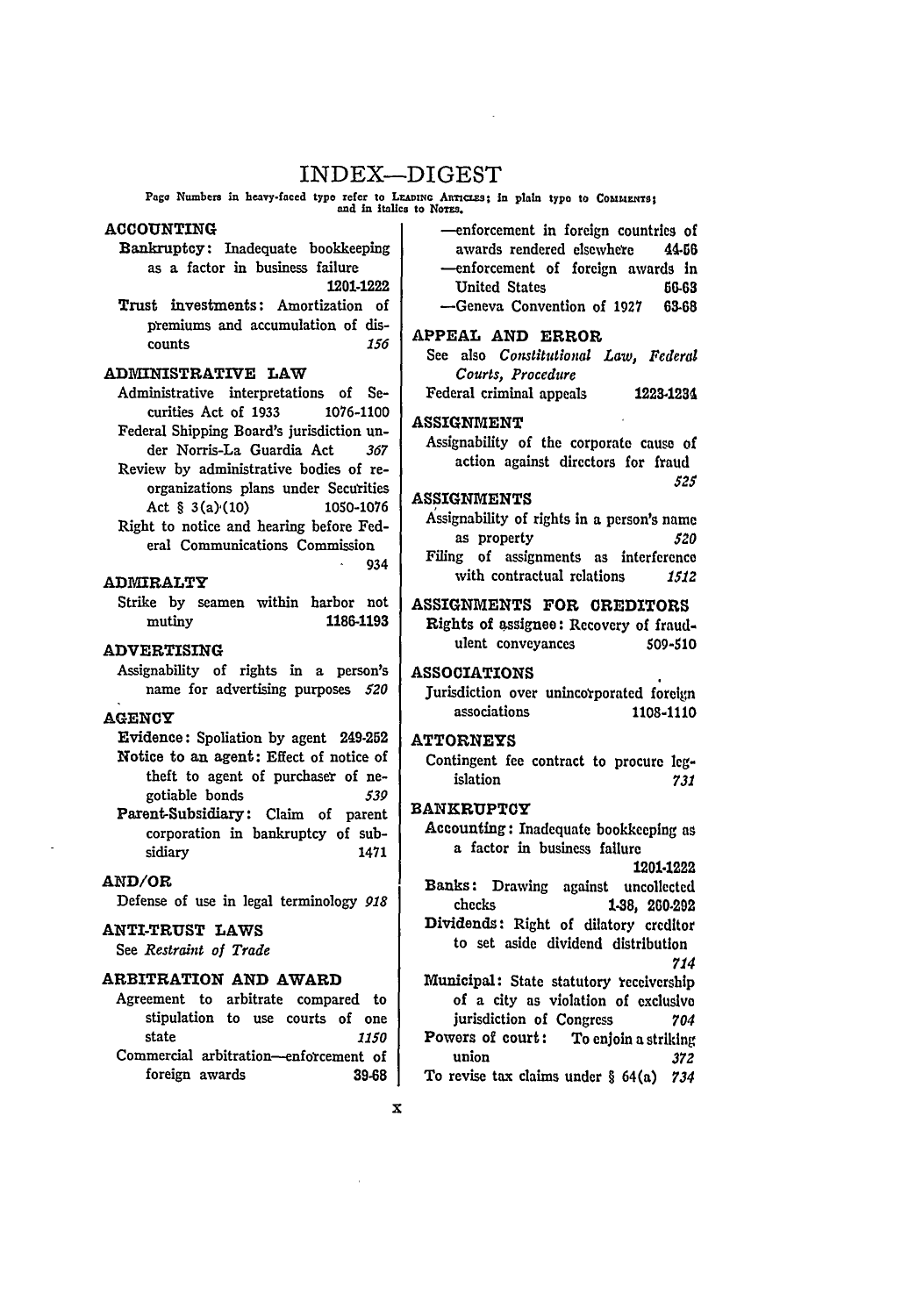# INDEX—DIGEST

Page Numbers in heavy-faced type refer to LEADING ARTICLES; in plain type to COMMENTS; and in italics to NOTES.

## ACCOUNTING

**Bankruptcy:** Inadequate bookkeeping as a factor in business failure **1201-1222**

**Trust investments:** Amortization of premiums and accumulation of discounts *156*

## ADMINISTRATIVE LAW

Administrative interpretations of Securities Act of 1933 1076-1100

Federal Shipping Board's jurisdiction under Norris-La Guardia Act *367*

Review by administrative bodies of reorganizations plans under Securities Act § 3(a)(10) 1050-1076

Right to notice and hearing before Federal Communications Commission 934

## ADMIRALTY

Strike by seamen within harbor not mutiny **1186-1193**

## ADVERTISING

Assignability of rights in a person's name for advertising purposes *520*

## AGENCY

**Evidence:** Spoliation by agent 249-252

**Notice to an agent:** Effect of notice of theft to agent of purchaser of negotiable bonds *539*

**Parent-Subsidiary:** Claim of parent corporation in bankruptcy of subsidiary 1471

## AND/OR

Defense of use in legal terminology *918*

## ANTI-TRUST LAWS

See *Restraint of Trade*

## ARBITRATION AND AWARD

Agreement to arbitrate compared to stipulation to use courts of one state *1150*

Commercial arbitration—enforcement of foreign awards **39-68**

—enforcement in foreign countries of awards rendered elsewhere **44-56**

—enforcement of foreign awards in United States **56-63**

—Geneva Convention of 1927 **63-68**

## APPEAL AND ERROR

See also *Constitutional Law, Federal Courts, Procedure*

Federal criminal appeals **1223-1234**

## ASSIGNMENT

Assignability of the corporate cause of action against directors for fraud *525*

## ASSIGNMENTS

Assignability of rights in a person's name as property *520*

Filing of assignments as interference with contractual relations *1512*

## ASSIGNMENTS FOR CREDITORS

**Rights of assignee:** Recovery of fraudulent conveyances 509-510

## ASSOCIATIONS

Jurisdiction over unincorporated foreign associations 1108-1110

## ATTORNEYS

Contingent fee contract to procure legislation *731*

## BANKRUPTCY

**Accounting:** Inadequate bookkeeping as a factor in business failure **1201-1222**

**Banks:** Drawing against uncollected checks **1-38**, 260-292

**Dividends:** Right of dilatory creditor to set aside dividend distribution *714*

**Municipal:** State statutory receivership of a city as violation of exclusive jurisdiction of Congress *704*

**Powers of court:** To enjoin a striking union *372*

To revise tax claims under § 64(a) *734*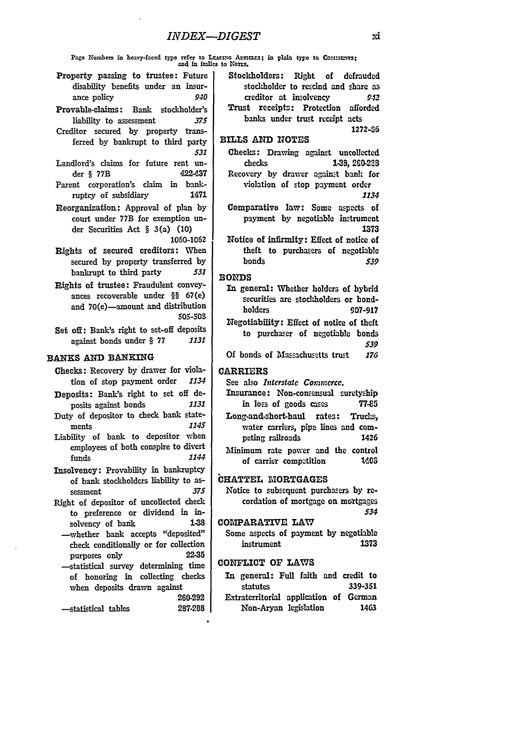Page Numbers in heavy-faced type refer to LEADING ARTICLES; in plain type to COMMENTS; and in italics to NOTES.

**Property passing to trustee:** Future disability benefits under an insurance policy *940*

**Provable-claims:** Bank stockholder's liability to assessment *375*

Creditor secured by property transferred by bankrupt to third party *531*

Landlord's claims for future rent under § 77B 422-437

Parent corporation's claim in bankruptcy of subsidiary 1471

**Reorganization:** Approval of plan by court under 77B for exemption under Securities Act § 3(a) (10) 1060-1062

**Rights of secured creditors:** When secured by property transferred by bankrupt to third party *531*

**Rights of trustee:** Fraudulent conveyances recoverable under §§ 67(e) and 70(e)—amount and distribution 505-508

**Set off:** Bank's right to set-off deposits against bonds under § 77 *1131*

## BANKS AND BANKING

**Checks:** Recovery by drawer for violation of stop payment order *1134*

**Deposits:** Bank's right to set off deposits against bonds *1131*

Duty of depositor to check bank statements *1145*

Liability of bank to depositor when employees of both conspire to divert funds *1144*

**Insolvency:** Provability in bankruptcy of bank stockholders liability to assessment *375*

Right of depositor of uncollected check to preference or dividend in insolvency of bank 1-38

—whether bank accepts "deposited" check conditionally or for collection purposes only 22-35

—statistical survey determining time of honoring in collecting checks when deposits drawn against 260-292

—statistical tables 287-288

**Stockholders:** Right of defrauded stockholder to rescind and share as creditor at insolvency *942*

**Trust receipts:** Protection afforded banks under trust receipt acts 1272-86

## BILLS AND NOTES

**Checks:** Drawing against uncollected checks 1-38, 260-298

Recovery by drawer against bank for violation of stop payment order *1134*

**Comparative law:** Some aspects of payment by negotiable instrument 1373

**Notice of infirmity:** Effect of notice of theft to purchasers of negotiable bonds *539*

## BONDS

**In general:** Whether holders of hybrid securities are stockholders or bondholders 907-917

**Negotiability:** Effect of notice of theft to purchaser of negotiable bonds *539*

Of bonds of Massachusetts trust *176*

## CARRIERS

See also *Interstate Commerce.*

**Insurance:** Non-consensual suretyship in loss of goods cases 77-85

**Long-and-short-haul rates:** Trucks, water carriers, pipe lines and competing railroads 1426

Minimum rate power and the control of carrier competition 1406

## CHATTEL MORTGAGES

Notice to subsequent purchasers by recordation of mortgage on mortgages *534*

## COMPARATIVE LAW

Some aspects of payment by negotiable instrument 1373

## CONFLICT OF LAWS

**In general:** Full faith and credit to statutes 339-351

Extraterritorial application of German Non-Aryan legislation 1463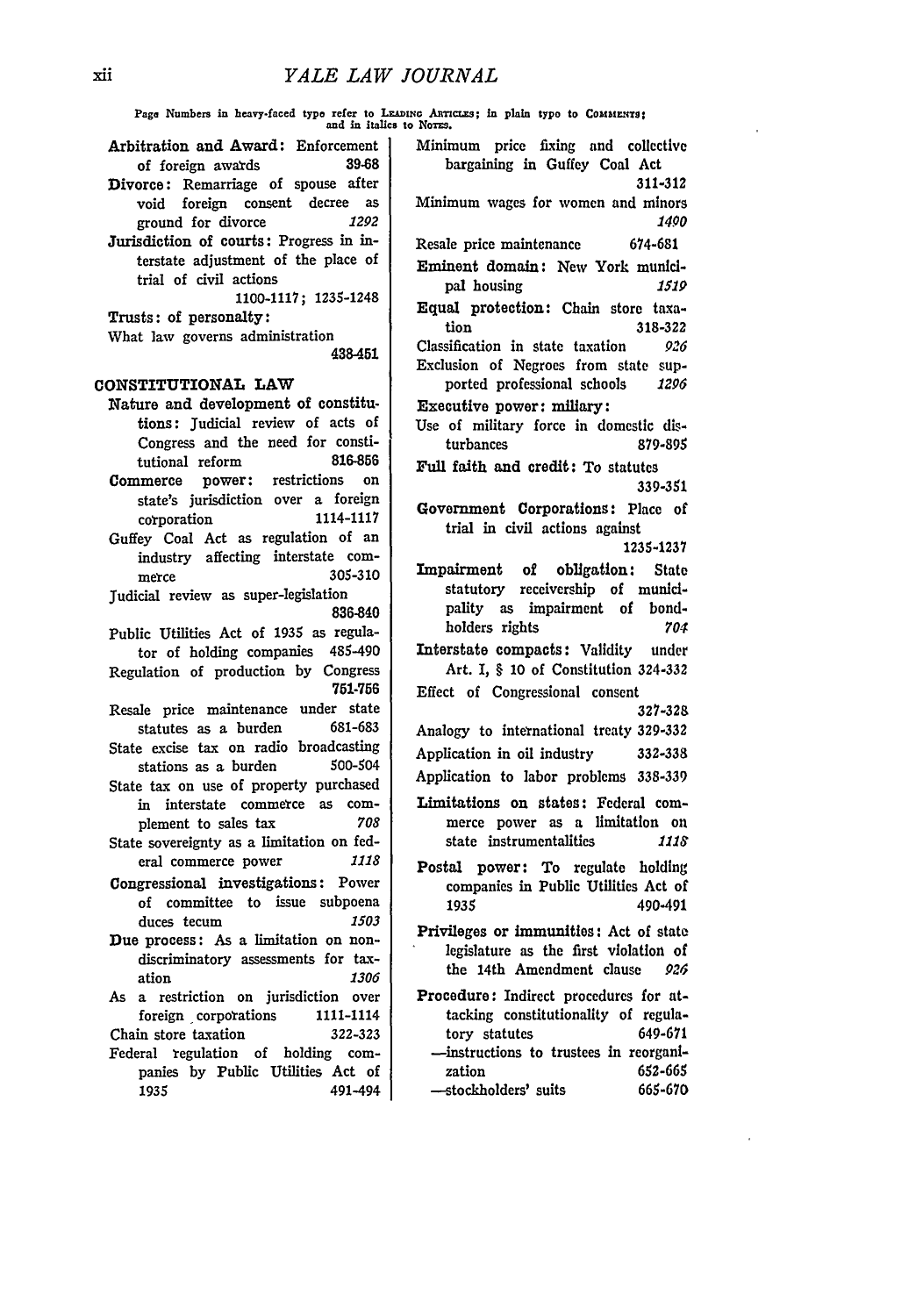Page Numbers in heavy-faced type refer to LEADING ARTICLES; in plain type to COMMENTS; and in italics to NOTES.

**Arbitration and Award:** Enforcement of foreign awards **39-68**

**Divorce:** Remarriage of spouse after void foreign consent decree as ground for divorce *1292*

**Jurisdiction of courts:** Progress in interstate adjustment of the place of trial of civil actions **1100-1117; 1235-1248**

**Trusts: of personalty:**

What law governs administration **438-451**

CONSTITUTIONAL LAW

**Nature and development of constitutions:** Judicial review of acts of Congress and the need for constitutional reform **816-856**

**Commerce power:** restrictions on state's jurisdiction over a foreign corporation 1114-1117

Guffey Coal Act as regulation of an industry affecting interstate commerce 305-310

Judicial review as super-legislation **836-840**

Public Utilities Act of 1935 as regulator of holding companies 485-490

Regulation of production by Congress **751-756**

Resale price maintenance under state statutes as a burden 681-683

State excise tax on radio broadcasting stations as a burden 500-504

State tax on use of property purchased in interstate commerce as complement to sales tax *708*

State sovereignty as a limitation on federal commerce power *1118*

**Congressional investigations:** Power of committee to issue subpoena duces tecum *1503*

**Due process:** As a limitation on nondiscriminatory assessments for taxation *1306*

As a restriction on jurisdiction over foreign corporations 1111-1114

Chain store taxation 322-323

Federal regulation of holding companies by Public Utilities Act of 1935 491-494

Minimum price fixing and collective bargaining in Guffey Coal Act 311-312

Minimum wages for women and minors *1490*

Resale price maintenance 674-681

**Eminent domain:** New York municipal housing *1519*

**Equal protection:** Chain store taxation 318-322

Classification in state taxation *926*

Exclusion of Negroes from state supported professional schools *1296*

**Executive power: miliary:**

Use of military force in domestic disturbances **879-895**

**Full faith and credit:** To statutes 339-351

**Government Corporations:** Place of trial in civil actions against **1235-1237**

**Impairment of obligation:** State statutory receivership of municipality as impairment of bondholders rights *704*

**Interstate compacts:** Validity under Art. I, § 10 of Constitution 324-332

Effect of Congressional consent 327-328

Analogy to international treaty 329-332

Application in oil industry 332-338

Application to labor problems 338-339

**Limitations on states:** Federal commerce power as a limitation on state instrumentalities *1118*

**Postal power:** To regulate holding companies in Public Utilities Act of 1935 490-491

**Privileges or immunities:** Act of state legislature as the first violation of the 14th Amendment clause *926*

**Procedure:** Indirect procedures for attacking constitutionality of regulatory statutes 649-671

—instructions to trustees in reorganization 652-665

—stockholders' suits 665-670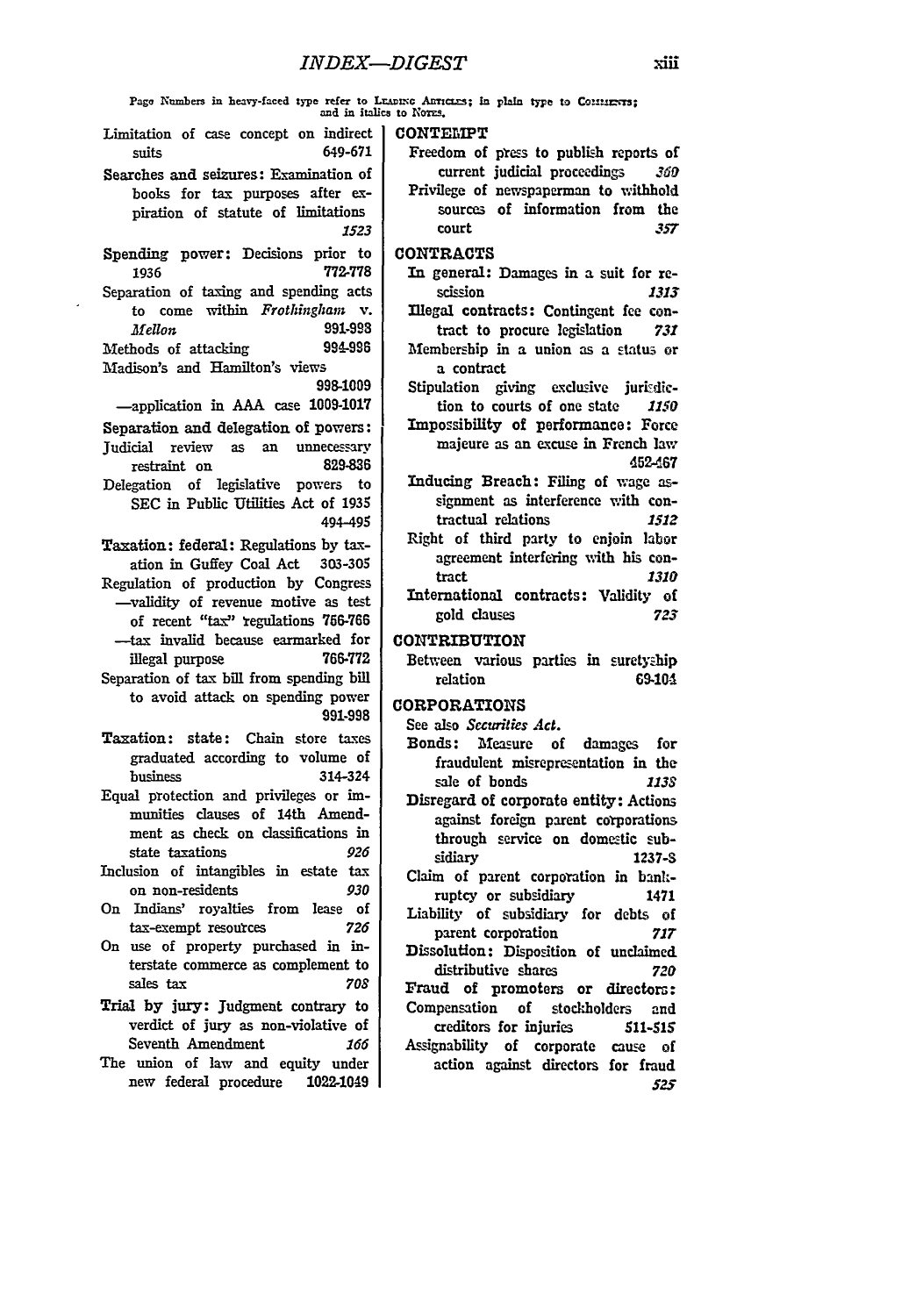Page Numbers in heavy-faced type refer to LEADING ARTICLES; in plain type to COMMENTS; and in italics to NOTES.

Limitation of case concept on indirect suits **649-671**

Searches and seizures: Examination of books for tax purposes after expiration of statute of limitations *1523*

**Spending power:** Decisions prior to 1936 772-778

Separation of taxing and spending acts to come within *Frothingham* v. *Mellon* 991-998

Methods of attacking 994-996

Madison's and Hamilton's views 998-1009

—application in AAA case 1009-1017

**Separation and delegation of powers:**

Judicial review as an unnecessary restraint on **829-836**

Delegation of legislative powers to SEC in Public Utilities Act of 1935 494-495

**Taxation: federal:** Regulations by taxation in Guffey Coal Act 303-305

Regulation of production by Congress

—validity of revenue motive as test of recent "tax" regulations 756-766

—tax invalid because earmarked for illegal purpose 766-772

Separation of tax bill from spending bill to avoid attack on spending power 991-998

**Taxation: state:** Chain store taxes graduated according to volume of business 314-324

Equal protection and privileges or immunities clauses of 14th Amendment as check on classifications in state taxations *926*

Inclusion of intangibles in estate tax on non-residents *930*

On Indians' royalties from lease of tax-exempt resources *726*

On use of property purchased in interstate commerce as complement to sales tax *708*

**Trial by jury:** Judgment contrary to verdict of jury as non-violative of Seventh Amendment *166*

The union of law and equity under new federal procedure **1022-1049**

## CONTEMPT

Freedom of press to publish reports of current judicial proceedings *360*

Privilege of newspaperman to withhold sources of information from the court *357*

## CONTRACTS

**In general:** Damages in a suit for rescission *1313*

**Illegal contracts:** Contingent fee contract to procure legislation *731*

Membership in a union as a status or a contract

Stipulation giving exclusive jurisdiction to courts of one state *1150*

**Impossibility of performance:** Force majeure as an excuse in French law **452-467**

**Inducing Breach:** Filing of wage assignment as interference with contractual relations *1512*

Right of third party to enjoin labor agreement interfering with his contract *1310*

**International contracts:** Validity of gold clauses *723*

## CONTRIBUTION

Between various parties in suretyship relation **69-104**

## CORPORATIONS

See also *Securities Act.*

**Bonds:** Measure of damages for fraudulent misrepresentation in the sale of bonds *1138*

**Disregard of corporate entity:** Actions against foreign parent corporations through service on domestic subsidiary 1237-8

Claim of parent corporation in bankruptcy or subsidiary 1471

Liability of subsidiary for debts of parent corporation *717*

**Dissolution:** Disposition of unclaimed distributive shares *720*

**Fraud of promoters or directors:**

Compensation of stockholders and creditors for injuries *511-515*

Assignability of corporate cause of action against directors for fraud *525*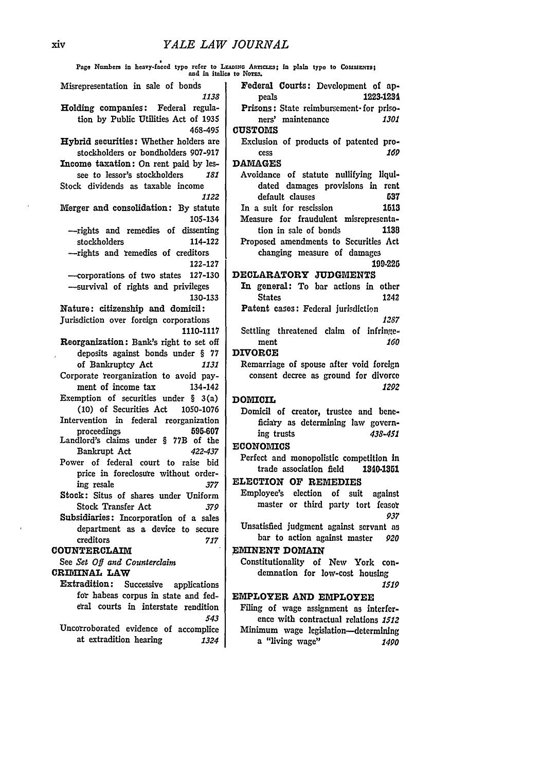Page Numbers in heavy-faced type refer to LEADING ARTICLES; in plain type to COMMENTS; and in italics to NOTES.

Misrepresentation in sale of bonds *1138*

**Holding companies:** Federal regulation by Public Utilities Act of 1935 468-495

**Hybrid securities:** Whether holders are stockholders or bondholders 907-917

**Income taxation:** On rent paid by lessee to lessor's stockholders *181*

Stock dividends as taxable income *1122*

**Merger and consolidation:** By statute **105-134**

—rights and remedies of dissenting stockholders **114-122**

—rights and remedies of creditors **122-127**

—corporations of two states **127-130**

—survival of rights and privileges **130-133**

**Nature: citizenship and domicil:**

Jurisdiction over foreign corporations 1110-1117

**Reorganization:** Bank's right to set off deposits against bonds under § 77 of Bankruptcy Act *1131*

Corporate reorganization to avoid payment of income tax **134-142**

Exemption of securities under § 3(a) (10) of Securities Act 1050-1076

Intervention in federal reorganization proceedings 595-607

Landlord's claims under § 77B of the Bankrupt Act *422-437*

Power of federal court to raise bid price in foreclosure without ordering resale *377*

**Stock:** Situs of shares under Uniform Stock Transfer Act *379*

**Subsidiaries:** Incorporation of a sales department as a device to secure creditors *717*

**COUNTERCLAIM**

See *Set Off and Counterclaim*

**CRIMINAL LAW**

**Extradition:** Successive applications for habeas corpus in state and federal courts in interstate rendition *543*

Uncorroborated evidence of accomplice at extradition hearing *1324*

**Federal Courts:** Development of appeals **1223-1234**

**Prisons:** State reimbursement for prisoners' maintenance *1301*

**CUSTOMS**

Exclusion of products of patented process *169*

**DAMAGES**

Avoidance of statute nullifying liquidated damages provisions in rent default clauses 537

In a suit for rescission 1513

Measure for fraudulent misrepresentation in sale of bonds 1138

Proposed amendments to Securities Act changing measure of damages **199-225**

**DECLARATORY JUDGMENTS**

**In general:** To bar actions in other States 1242

**Patent cases:** Federal jurisdiction *1287*

Settling threatened claim of infringement *160*

**DIVORCE**

Remarriage of spouse after void foreign consent decree as ground for divorce *1292*

**DOMICIL**

Domicil of creator, trustee and beneficiary as determining law governing trusts *438-451*

**ECONOMICS**

Perfect and monopolistic competition in trade association field **1340-1351**

**ELECTION OF REMEDIES**

Employee's election of suit against master or third party tort feasor *937*

Unsatisfied judgment against servant as bar to action against master *920*

**EMINENT DOMAIN**

Constitutionality of New York condemnation for low-cost housing *1519*

**EMPLOYER AND EMPLOYEE**

Filing of wage assignment as interference with contractual relations *1512*

Minimum wage legislation—determining a "living wage" *1490*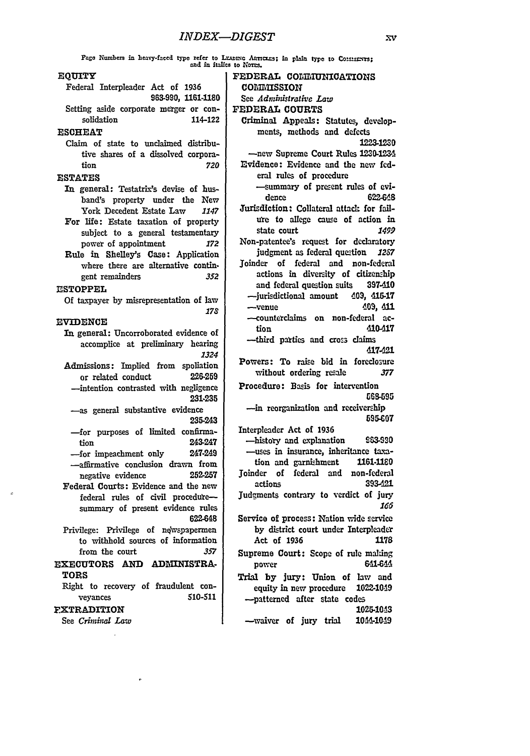# INDEX—DIGEST

Page Numbers in heavy-faced type refer to LEADING ARTICLES; in plain type to COMMENTS; and in italics to NOTES.

**EQUITY**

- Federal Interpleader Act of 1936 — **963-990, 1161-1180**
- Setting aside corporate merger or consolidation — 114-122

**ESCHEAT**

- Claim of state to unclaimed distributive shares of a dissolved corporation — *720*

**ESTATES**

- In general: Testatrix's devise of husband's property under the New York Decedent Estate Law — *1147*
- For life: Estate taxation of property subject to a general testamentary power of appointment — *172*
- Rule in Shelley's Case: Application where there are alternative contingent remainders — *352*

**ESTOPPEL**

- Of taxpayer by misrepresentation of law — *178*

**EVIDENCE**

- In general: Uncorroborated evidence of accomplice at preliminary hearing — *1324*
- Admissions: Implied from spoliation or related conduct — 226-259
  - —intention contrasted with negligence — 231-235
  - —as general substantive evidence — 235-243
  - —for purposes of limited confirmation — 243-247
  - —for impeachment only — 247-249
  - —affirmative conclusion drawn from negative evidence — 252-257
- Federal Courts: Evidence and the new federal rules of civil procedure—summary of present evidence rules — 622-648
- Privilege: Privilege of newspapermen to withhold sources of information from the court — *357*

**EXECUTORS AND ADMINISTRATORS**

- Right to recovery of fraudulent conveyances — 510-511

**EXTRADITION**

- See *Criminal Law*

**FEDERAL COMMUNICATIONS COMMISSION**

- See *Administrative Law*

**FEDERAL COURTS**

- Criminal Appeals: Statutes, developments, methods and defects — **1223-1230**
  - —new Supreme Court Rules **1230-1234**
- Evidence: Evidence and the new federal rules of procedure
  - —summary of present rules of evidence — 622-648
- Jurisdiction: Collateral attack for failure to allege cause of action in state court — *1499*
- Non-patentee's request for declaratory judgment as federal question — *1267*
- Joinder of federal and non-federal actions in diversity of citizenship and federal question suits — 397-410
  - —jurisdictional amount — 409, 416-17
  - —venue — 409, 411
  - —counterclaims on non-federal action — 410-417
  - —third parties and cross claims — 417-421
- Powers: To raise bid in foreclosure without ordering resale — *377*
- Procedure: Basis for intervention — 568-595
  - —in reorganization and receivership — 595-607
- Interpleader Act of 1936
  - —history and explanation — **963-990**
  - —uses in insurance, inheritance taxation and garnishment — **1161-1180**
- Joinder of federal and non-federal actions — 393-421
- Judgments contrary to verdict of jury — *166*
- Service of process: Nation wide service by district court under Interpleader Act of 1936 — **1178**
- Supreme Court: Scope of rule making power — 641-644
- Trial by jury: Union of law and equity in new procedure — 1022-1049
  - —patterned after state codes — 1025-1043
  - —waiver of jury trial — 1044-1049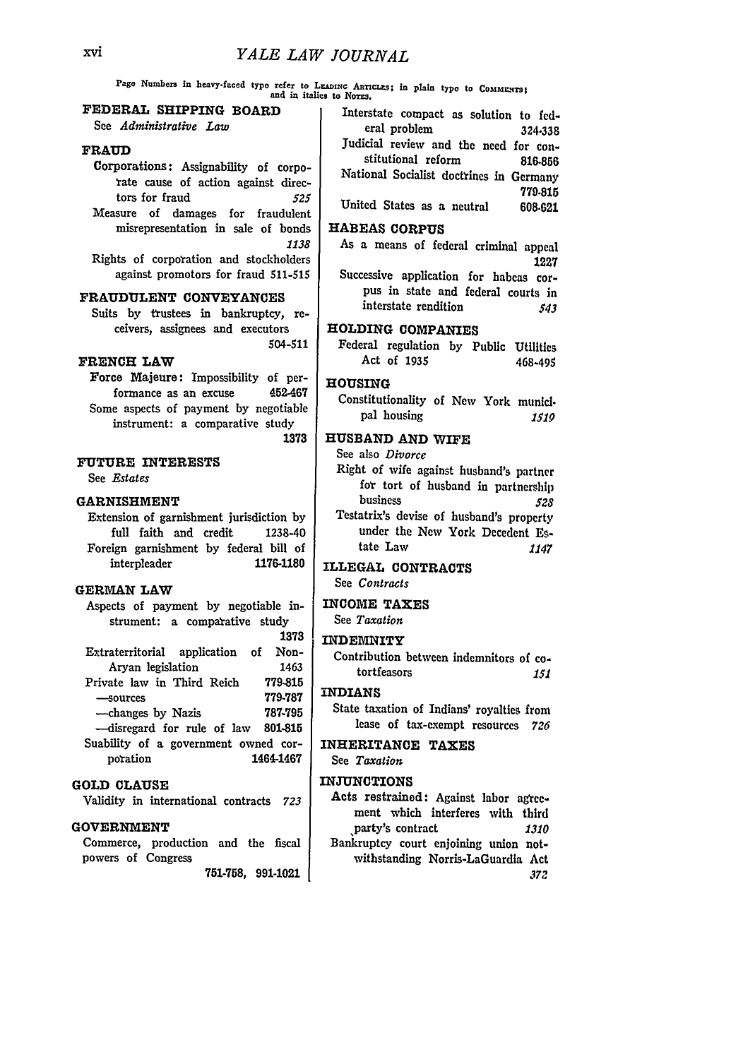Page Numbers in heavy-faced type refer to LEADING ARTICLES; in plain type to COMMENTS; and in italics to NOTES.

### FEDERAL SHIPPING BOARD

See *Administrative Law*

### FRAUD

**Corporations:** Assignability of corporate cause of action against directors for fraud *525*

Measure of damages for fraudulent misrepresentation in sale of bonds *1138*

Rights of corporation and stockholders against promotors for fraud 511-515

### FRAUDULENT CONVEYANCES

Suits by trustees in bankruptcy, receivers, assignees and executors 504-511

### FRENCH LAW

**Force Majeure:** Impossibility of performance as an excuse **452-467**

Some aspects of payment by negotiable instrument: a comparative study **1373**

### FUTURE INTERESTS

See *Estates*

### GARNISHMENT

Extension of garnishment jurisdiction by full faith and credit 1238-40

Foreign garnishment by federal bill of interpleader 1176-1180

### GERMAN LAW

Aspects of payment by negotiable instrument: a comparative study **1373**

Extraterritorial application of Non-Aryan legislation 1463

Private law in Third Reich **779-815**
- —sources **779-787**
- —changes by Nazis **787-795**
- —disregard for rule of law **801-815**

Suability of a government owned corporation 1464-1467

### GOLD CLAUSE

Validity in international contracts *723*

### GOVERNMENT

Commerce, production and the fiscal powers of Congress **751-758, 991-1021**

Interstate compact as solution to federal problem **324-338**

Judicial review and the need for constitutional reform **816-856**

National Socialist doctrines in Germany **779-815**

United States as a neutral **608-621**

### HABEAS CORPUS

As a means of federal criminal appeal **1227**

Successive application for habeas corpus in state and federal courts in interstate rendition *543*

### HOLDING COMPANIES

Federal regulation by Public Utilities Act of 1935 **468-495**

### HOUSING

Constitutionality of New York municipal housing *1519*

### HUSBAND AND WIFE

See also *Divorce*

Right of wife against husband's partner for tort of husband in partnership business *528*

Testatrix's devise of husband's property under the New York Decedent Estate Law *1147*

### ILLEGAL CONTRACTS

See *Contracts*

### INCOME TAXES

See *Taxation*

### INDEMNITY

Contribution between indemnitors of co-tortfeasors *151*

### INDIANS

State taxation of Indians' royalties from lease of tax-exempt resources *726*

### INHERITANCE TAXES

See *Taxation*

### INJUNCTIONS

**Acts restrained:** Against labor agreement which interferes with third party's contract *1310*

Bankruptcy court enjoining union notwithstanding Norris-LaGuardia Act *372*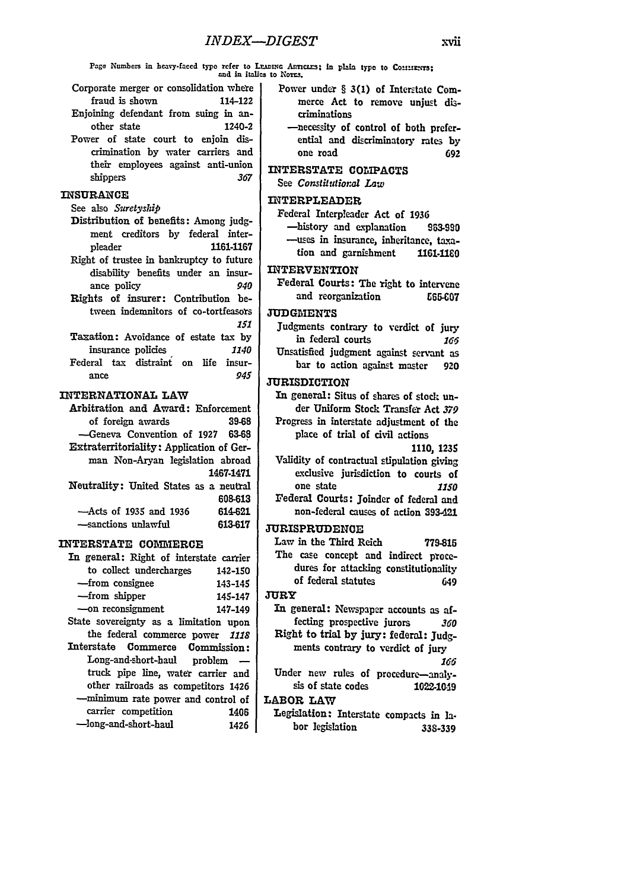# INDEX—DIGEST

Page Numbers in heavy-faced type refer to LEADING ARTICLES; in plain type to COMMENTS; and in italics to NOTES.

Corporate merger or consolidation where fraud is shown **114-122**

Enjoining defendant from suing in another state 1240-2

Power of state court to enjoin discrimination by water carriers and their employees against anti-union shippers *367*

## INSURANCE

See also *Suretyship*

**Distribution of benefits:** Among judgment creditors by federal interpleader **1161-1167**

Right of trustee in bankruptcy to future disability benefits under an insurance policy *940*

**Rights of insurer:** Contribution between indemnitors of co-tortfeasors *151*

**Taxation:** Avoidance of estate tax by insurance policies *1140*

Federal tax distraint on life insurance *945*

## INTERNATIONAL LAW

**Arbitration and Award:** Enforcement of foreign awards **39-68**

—Geneva Convention of 1927 **63-68**

**Extraterritoriality:** Application of German Non-Aryan legislation abroad **1467-1471**

**Neutrality:** United States as a neutral **608-613**

—Acts of 1935 and 1936 **614-621**

—sanctions unlawful **613-617**

## INTERSTATE COMMERCE

**In general:** Right of interstate carrier to collect undercharges 142-150

—from consignee 143-145

—from shipper 145-147

—on reconsignment 147-149

State sovereignty as a limitation upon the federal commerce power *1118*

**Interstate Commerce Commission:** Long-and-short-haul problem — truck pipe line, water carrier and other railroads as competitors 1426

—minimum rate power and control of carrier competition 1406

—long-and-short-haul 1426

Power under § 3(1) of Interstate Commerce Act to remove unjust discriminations

—necessity of control of both preferential and discriminatory rates by one road 692

## INTERSTATE COMPACTS

See *Constitutional Law*

## INTERPLEADER

Federal Interpleader Act of 1936

—history and explanation **963-990**

—uses in insurance, inheritance, taxation and garnishment **1161-1180**

## INTERVENTION

**Federal Courts:** The right to intervene and reorganization **565-607**

## JUDGMENTS

Judgments contrary to verdict of jury in federal courts *166*

Unsatisfied judgment against servant as bar to action against master 920

## JURISDICTION

**In general:** Situs of shares of stock under Uniform Stock Transfer Act *379*

Progress in interstate adjustment of the place of trial of civil actions **1110, 1235**

Validity of contractual stipulation giving exclusive jurisdiction to courts of one state *1150*

**Federal Courts:** Joinder of federal and non-federal causes of action **393-421**

## JURISPRUDENCE

Law in the Third Reich **779-815**

The case concept and indirect procedures for attacking constitutionality of federal statutes 649

## JURY

**In general:** Newspaper accounts as affecting prospective jurors *360*

**Right to trial by jury: federal:** Judgments contrary to verdict of jury *166*

Under new rules of procedure—analysis of state codes **1022-1049**

## LABOR LAW

**Legislation:** Interstate compacts in labor legislation 338-339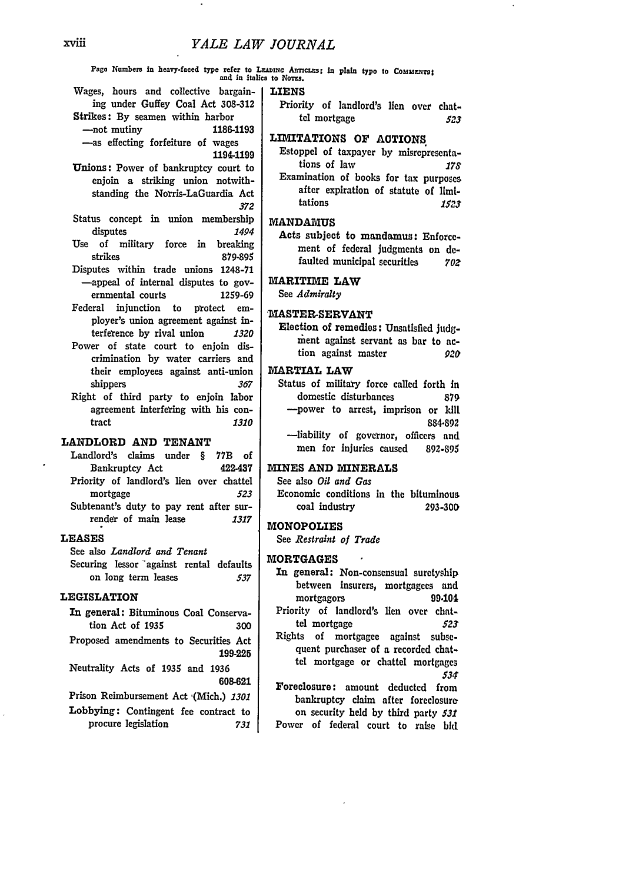Page Numbers in heavy-faced type refer to LEADING ARTICLES; in plain type to COMMENTS; and in italics to NOTES.

Wages, hours and collective bargaining under Guffey Coal Act **308-312**

**Strikes:** By seamen within harbor
—not mutiny **1186-1193**
—as effecting forfeiture of wages **1194-1199**

**Unions:** Power of bankruptcy court to enjoin a striking union notwithstanding the Norris-LaGuardia Act *372*

Status concept in union membership disputes *1494*

Use of military force in breaking strikes **879-895**

Disputes within trade unions **1248-71**
—appeal of internal disputes to governmental courts **1259-69**

Federal injunction to protect employer's union agreement against interference by rival union *1320*

Power of state court to enjoin discrimination by water carriers and their employees against anti-union shippers *367*

Right of third party to enjoin labor agreement interfering with his contract *1310*

## LANDLORD AND TENANT

Landlord's claims under § 77B of Bankruptcy Act **422-437**

Priority of landlord's lien over chattel mortgage *523*

Subtenant's duty to pay rent after surrender of main lease *1317*

## LEASES

See also *Landlord and Tenant*

Securing lessor against rental defaults on long term leases *537*

## LEGISLATION

**In general:** Bituminous Coal Conservation Act of 1935 300

Proposed amendments to Securities Act **199-225**

Neutrality Acts of 1935 and 1936 **608-621**

Prison Reimbursement Act (Mich.) *1301*

**Lobbying:** Contingent fee contract to procure legislation *731*

## LIENS

Priority of landlord's lien over chattel mortgage *523*

## LIMITATIONS OF ACTIONS

Estoppel of taxpayer by misrepresentations of law *178*

Examination of books for tax purposes after expiration of statute of limitations *1523*

## MANDAMUS

**Acts subject to mandamus:** Enforcement of federal judgments on defaulted municipal securities *702*

## MARITIME LAW

See *Admiralty*

## MASTER-SERVANT

**Election of remedies:** Unsatisfied judgment against servant as bar to action against master *920*

## MARTIAL LAW

Status of military force called forth in domestic disturbances **879**
—power to arrest, imprison or kill **884-892**
—liability of governor, officers and men for injuries caused **892-895**

## MINES AND MINERALS

See also *Oil and Gas*

Economic conditions in the bituminous coal industry 293-300

## MONOPOLIES

See *Restraint of Trade*

## MORTGAGES

**In general:** Non-consensual suretyship between insurers, mortgagees and mortgagors **99-104**

Priority of landlord's lien over chattel mortgage *523*

Rights of mortgagee against subsequent purchaser of a recorded chattel mortgage or chattel mortgages *534*

**Foreclosure:** amount deducted from bankruptcy claim after foreclosure on security held by third party *531*

Power of federal court to raise bid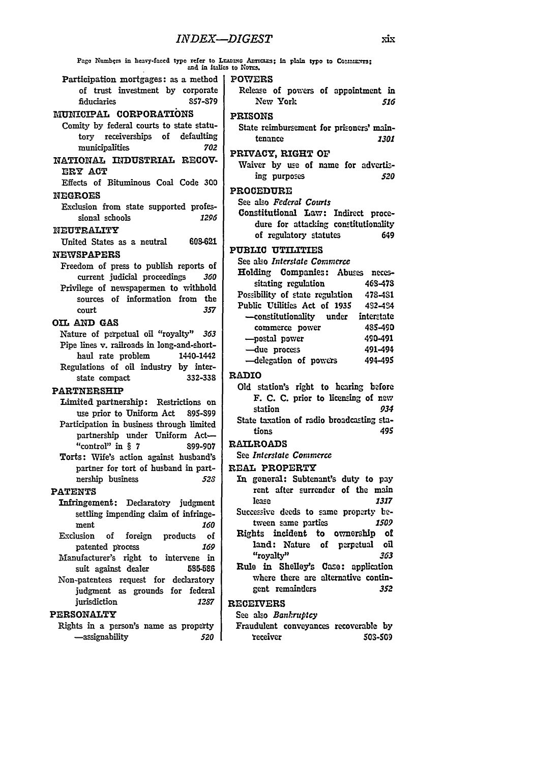# INDEX—DIGEST

Page Numbers in heavy-faced type refer to LEADING ARTICLES; in plain type to COMMENTS; and in italics to NOTES.

Participation mortgages: as a method of trust investment by corporate fiduciaries 857-879

**MUNICIPAL CORPORATIONS**

Comity by federal courts to state statutory receiverships of defaulting municipalities *702*

**NATIONAL INDUSTRIAL RECOVERY ACT**

Effects of Bituminous Coal Code 300

**NEGROES**

Exclusion from state supported professional schools *1296*

**NEUTRALITY**

United States as a neutral 608-621

**NEWSPAPERS**

Freedom of press to publish reports of current judicial proceedings *360*

Privilege of newspapermen to withhold sources of information from the court *357*

**OIL AND GAS**

Nature of perpetual oil "royalty" *363*

Pipe lines v. railroads in long-and-short-haul rate problem 1440-1442

Regulations of oil industry by interstate compact 332-338

**PARTNERSHIP**

**Limited partnership:** Restrictions on use prior to Uniform Act 895-899

Participation in business through limited partnership under Uniform Act—"control" in § 7 899-907

**Torts:** Wife's action against husband's partner for tort of husband in partnership business *528*

**PATENTS**

**Infringement:** Declaratory judgment settling impending claim of infringement *160*

Exclusion of foreign products of patented process *169*

Manufacturer's right to intervene in suit against dealer 585-586

Non-patentees request for declaratory judgment as grounds for federal jurisdiction *1287*

**PERSONALTY**

Rights in a person's name as property—assignability *520*

**POWERS**

Release of powers of appointment in New York *516*

**PRISONS**

State reimbursement for prisoners' maintenance *1301*

**PRIVACY, RIGHT OF**

Waiver by use of name for advertising purposes *520*

**PROCEDURE**

See also *Federal Courts*

**Constitutional Law:** Indirect procedure for attacking constitutionality of regulatory statutes 649

**PUBLIC UTILITIES**

See also *Interstate Commerce*

**Holding Companies:** Abuses necessitating regulation 468-478

Possibility of state regulation 478-481

Public Utilities Act of 1935 482-484

—constitutionality under interstate commerce power 485-490

—postal power 490-491

—due process 491-494

—delegation of powers 494-495

**RADIO**

Old station's right to hearing before F. C. C. prior to licensing of new station *934*

State taxation of radio broadcasting stations 495

**RAILROADS**

See *Interstate Commerce*

**REAL PROPERTY**

**In general:** Subtenant's duty to pay rent after surrender of the main lease *1317*

Successive deeds to same property between same parties *1509*

**Rights incident to ownership of land:** Nature of perpetual oil "royalty" *363*

**Rule in Shelley's Case:** application where there are alternative contingent remainders *352*

**RECEIVERS**

See also *Bankruptcy*

Fraudulent conveyances recoverable by receiver 503-509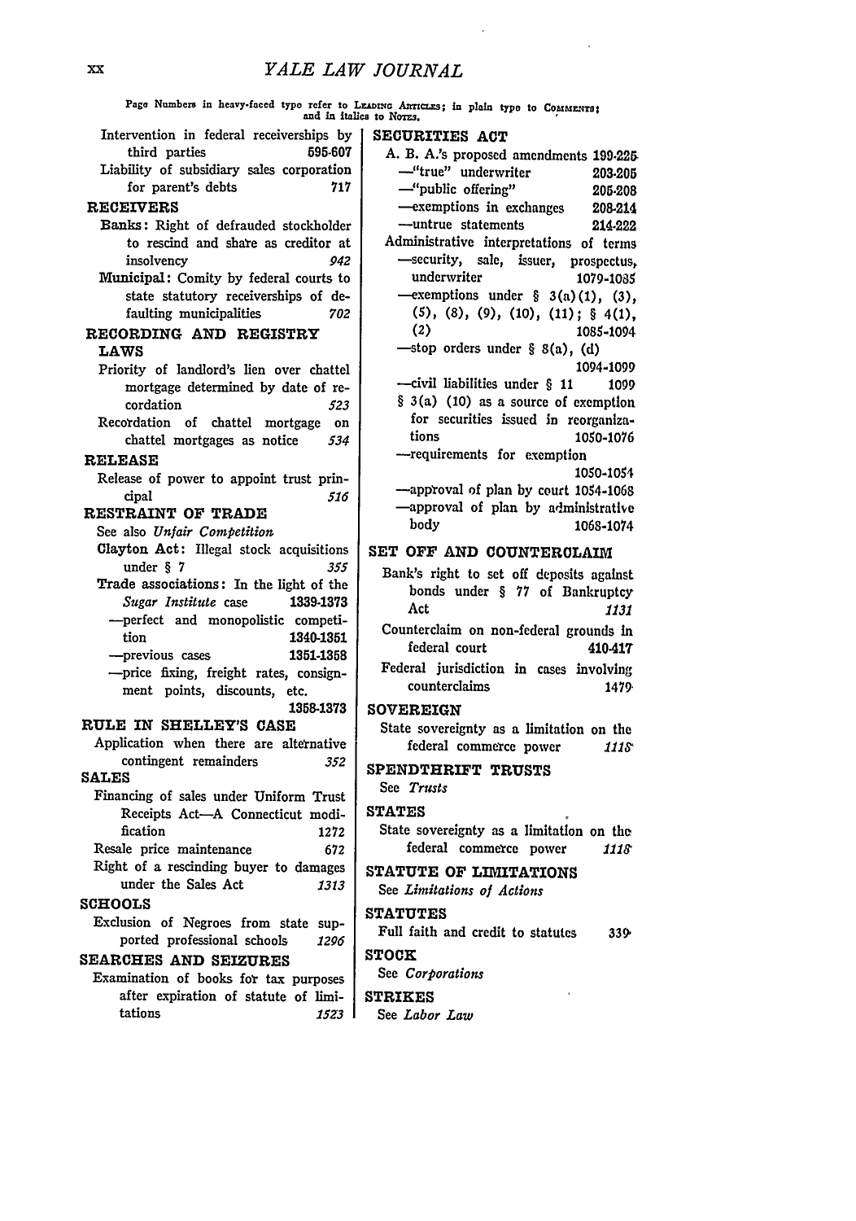Page Numbers in heavy-faced type refer to LEADING ARTICLES; in plain type to COMMENTS; and in italics to NOTES.

Intervention in federal receiverships by third parties **595-607**

Liability of subsidiary sales corporation for parent's debts 717

**RECEIVERS**

**Banks:** Right of defrauded stockholder to rescind and share as creditor at insolvency *942*

**Municipal:** Comity by federal courts to state statutory receiverships of defaulting municipalities *702*

**RECORDING AND REGISTRY LAWS**

Priority of landlord's lien over chattel mortgage determined by date of recordation *523*

Recordation of chattel mortgage on chattel mortgages as notice *534*

**RELEASE**

Release of power to appoint trust principal *516*

**RESTRAINT OF TRADE**

See also *Unfair Competition*

**Clayton Act:** Illegal stock acquisitions under § 7 *355*

**Trade associations:** In the light of the *Sugar Institute* case **1339-1373**

—perfect and monopolistic competition **1340-1351**

—previous cases **1351-1358**

—price fixing, freight rates, consignment points, discounts, etc. **1358-1373**

**RULE IN SHELLEY'S CASE**

Application when there are alternative contingent remainders *352*

**SALES**

Financing of sales under Uniform Trust Receipts Act—A Connecticut modification 1272

Resale price maintenance 672

Right of a rescinding buyer to damages under the Sales Act *1313*

**SCHOOLS**

Exclusion of Negroes from state supported professional schools *1296*

**SEARCHES AND SEIZURES**

Examination of books for tax purposes after expiration of statute of limitations *1523*

**SECURITIES ACT**

A. B. A.'s proposed amendments **199-225**

—"true" underwriter **203-205**

—"public offering" **205-208**

—exemptions in exchanges **208-214**

—untrue statements **214-222**

Administrative interpretations of terms

—security, sale, issuer, prospectus, underwriter 1079-1085

—exemptions under § 3(a)(1), (3), (5), (8), (9), (10), (11); § 4(1), (2) 1085-1094

—stop orders under § 8(a), (d) 1094-1099

—civil liabilities under § 11 1099

§ 3(a) (10) as a source of exemption for securities issued in reorganizations 1050-1076

—requirements for exemption 1050-1054

—approval of plan by court 1054-1068

—approval of plan by administrative body 1068-1074

**SET OFF AND COUNTERCLAIM**

Bank's right to set off deposits against bonds under § 77 of Bankruptcy Act *1131*

Counterclaim on non-federal grounds in federal court **410-417**

Federal jurisdiction in cases involving counterclaims 1479

**SOVEREIGN**

State sovereignty as a limitation on the federal commerce power *1118*

**SPENDTHRIFT TRUSTS**

See *Trusts*

**STATES**

State sovereignty as a limitation on the federal commerce power *1118*

**STATUTE OF LIMITATIONS**

See *Limitations of Actions*

**STATUTES**

Full faith and credit to statutes 339

**STOCK**

See *Corporations*

**STRIKES**

See *Labor Law*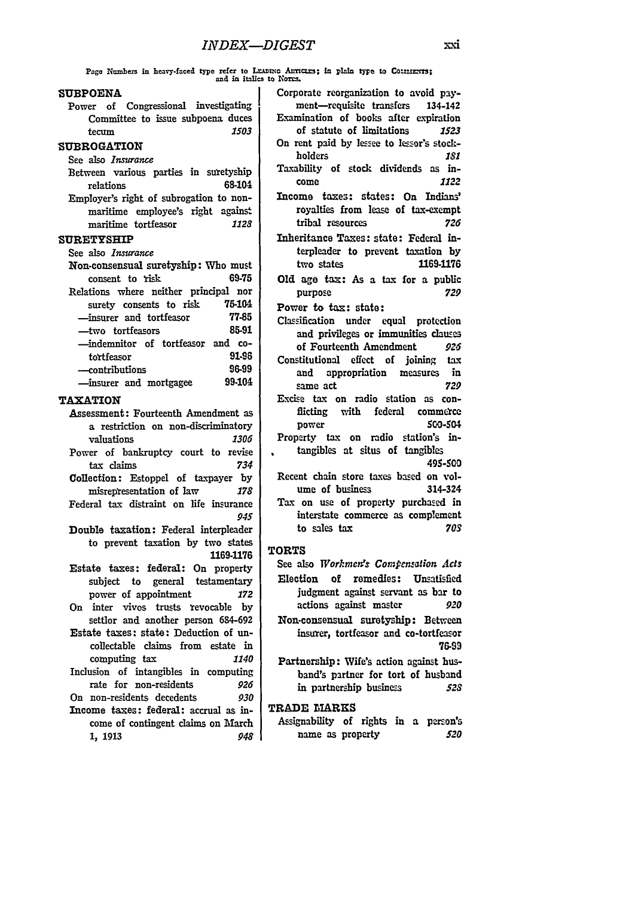Page Numbers in heavy-faced type refer to LEADING ARTICLES; in plain type to COMMENTS; and in italics to NOTES.

## SUBPOENA

Power of Congressional investigating Committee to issue subpoena duces tecum *1503*

## SUBROGATION

See also *Insurance*

Between various parties in suretyship relations 68-104

Employer's right of subrogation to non-maritime employee's right against maritime tortfeasor *1128*

## SURETYSHIP

See also *Insurance*

**Non-consensual suretyship:** Who must consent to risk 69-75

Relations where neither principal nor surety consents to risk 75-104

—insurer and tortfeasor 77-85

—two tortfeasors 85-91

—indemnitor of tortfeasor and co-tortfeasor 91-96

—contributions 96-99

—insurer and mortgagee 99-104

## TAXATION

**Assessment:** Fourteenth Amendment as a restriction on non-discriminatory valuations *1306*

Power of bankruptcy court to revise tax claims *734*

**Collection:** Estoppel of taxpayer by misrepresentation of law *178*

Federal tax distraint on life insurance *945*

**Double taxation:** Federal interpleader to prevent taxation by two states 1169-1176

**Estate taxes: federal:** On property subject to general testamentary power of appointment *172*

On inter vivos trusts revocable by settlor and another person 684-692

**Estate taxes: state:** Deduction of uncollectable claims from estate in computing tax *1140*

Inclusion of intangibles in computing rate for non-residents *926*

On non-residents decedents *930*

**Income taxes: federal:** accrual as income of contingent claims on March 1, 1913 *948*

Corporate reorganization to avoid payment—requisite transfers 134-142

Examination of books after expiration of statute of limitations *1523*

On rent paid by lessee to lessor's stockholders *181*

Taxability of stock dividends as income *1122*

**Income taxes: states:** On Indians' royalties from lease of tax-exempt tribal resources *726*

**Inheritance Taxes: state:** Federal interpleader to prevent taxation by two states 1169-1176

**Old age tax:** As a tax for a public purpose *729*

**Power to tax: state:**

Classification under equal protection and privileges or immunities clauses of Fourteenth Amendment *926*

Constitutional effect of joining tax and appropriation measures in same act *729*

Excise tax on radio station as conflicting with federal commerce power 500-504

Property tax on radio station's intangibles at situs of tangibles 495-500

Recent chain store taxes based on volume of business 314-324

Tax on use of property purchased in interstate commerce as complement to sales tax *708*

## TORTS

See also *Workmen's Compensation Acts*

**Election of remedies:** Unsatisfied judgment against servant as bar to actions against master *920*

**Non-consensual suretyship:** Between insurer, tortfeasor and co-tortfeasor 76-99

**Partnership:** Wife's action against husband's partner for tort of husband in partnership business *528*

## TRADE MARKS

Assignability of rights in a person's name as property *520*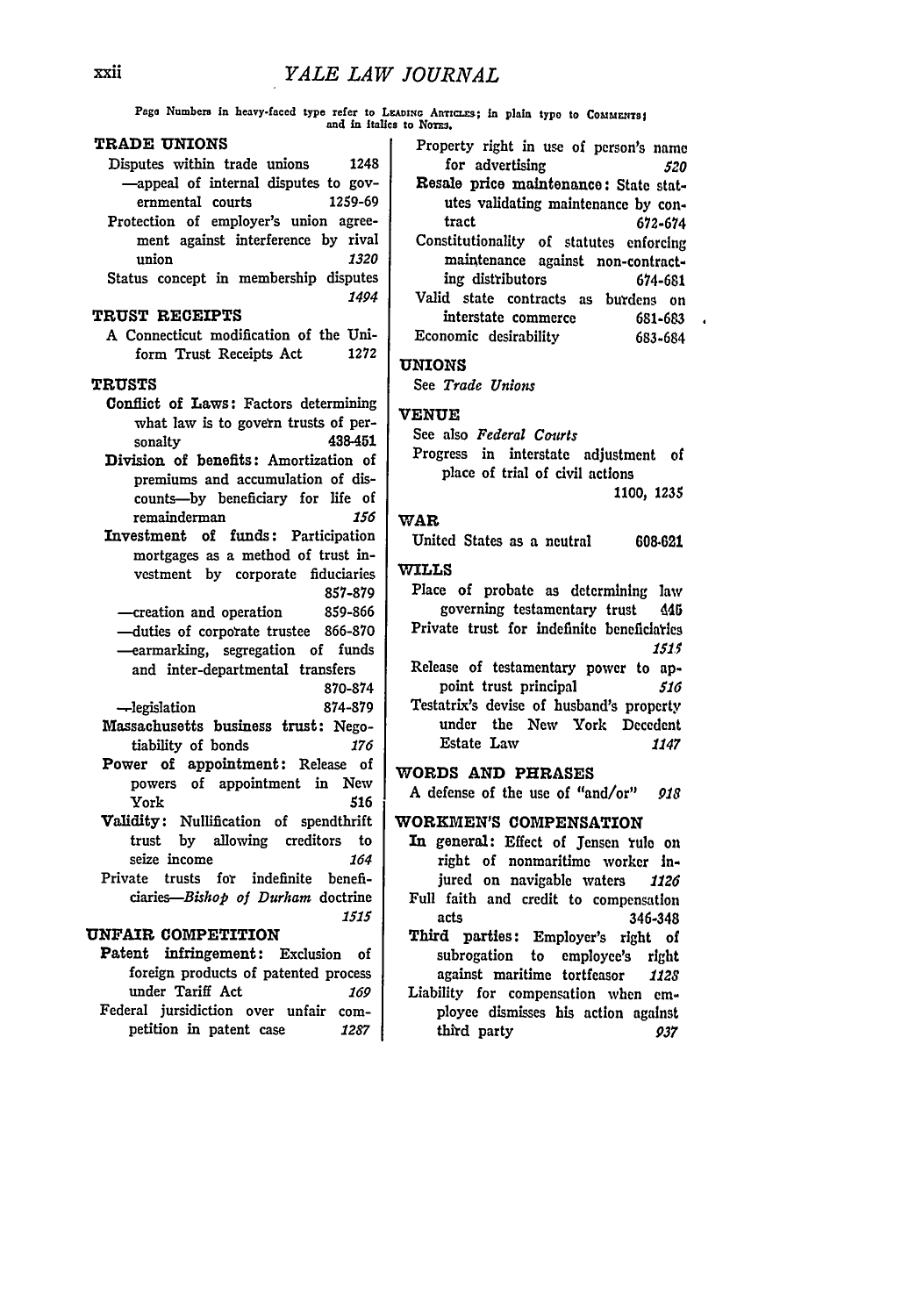Page Numbers in heavy-faced type refer to LEADING ARTICLES; in plain type to COMMENTS; and in italics to NOTES.

### TRADE UNIONS

Disputes within trade unions 1248
—appeal of internal disputes to governmental courts 1259-69
Protection of employer's union agreement against interference by rival union *1320*
Status concept in membership disputes *1494*

### TRUST RECEIPTS

A Connecticut modification of the Uniform Trust Receipts Act 1272

### TRUSTS

**Conflict of Laws:** Factors determining what law is to govern trusts of personalty **438-451**
**Division of benefits:** Amortization of premiums and accumulation of discounts—by beneficiary for life of remainderman *156*
**Investment of funds:** Participation mortgages as a method of trust investment by corporate fiduciaries 857-879
—creation and operation 859-866
—duties of corporate trustee 866-870
—earmarking, segregation of funds and inter-departmental transfers 870-874
—legislation 874-879
**Massachusetts business trust:** Negotiability of bonds *176*
**Power of appointment:** Release of powers of appointment in New York 516
**Validity:** Nullification of spendthrift trust by allowing creditors to seize income *164*
Private trusts for indefinite beneficiaries—*Bishop of Durham* doctrine *1515*

### UNFAIR COMPETITION

**Patent infringement:** Exclusion of foreign products of patented process under Tariff Act *169*
Federal jurisdiction over unfair competition in patent case *1287*
Property right in use of person's name for advertising *520*
**Resale price maintenance:** State statutes validating maintenance by contract 672-674
Constitutionality of statutes enforcing maintenance against non-contracting distributors 674-681
Valid state contracts as burdens on interstate commerce 681-683
Economic desirability 683-684

### UNIONS

See *Trade Unions*

### VENUE

See also *Federal Courts*
Progress in interstate adjustment of place of trial of civil actions 1100, *1235*

### WAR

United States as a neutral **608-621**

### WILLS

Place of probate as determining law governing testamentary trust **445**
Private trust for indefinite beneficiaries *1515*
Release of testamentary power to appoint trust principal *516*
Testatrix's devise of husband's property under the New York Decedent Estate Law *1147*

### WORDS AND PHRASES

A defense of the use of "and/or" *918*

### WORKMEN'S COMPENSATION

**In general:** Effect of Jensen rule on right of nonmaritime worker injured on navigable waters *1126*
Full faith and credit to compensation acts 346-348
**Third parties:** Employer's right of subrogation to employee's right against maritime tortfeasor *1128*
Liability for compensation when employee dismisses his action against third party *937*